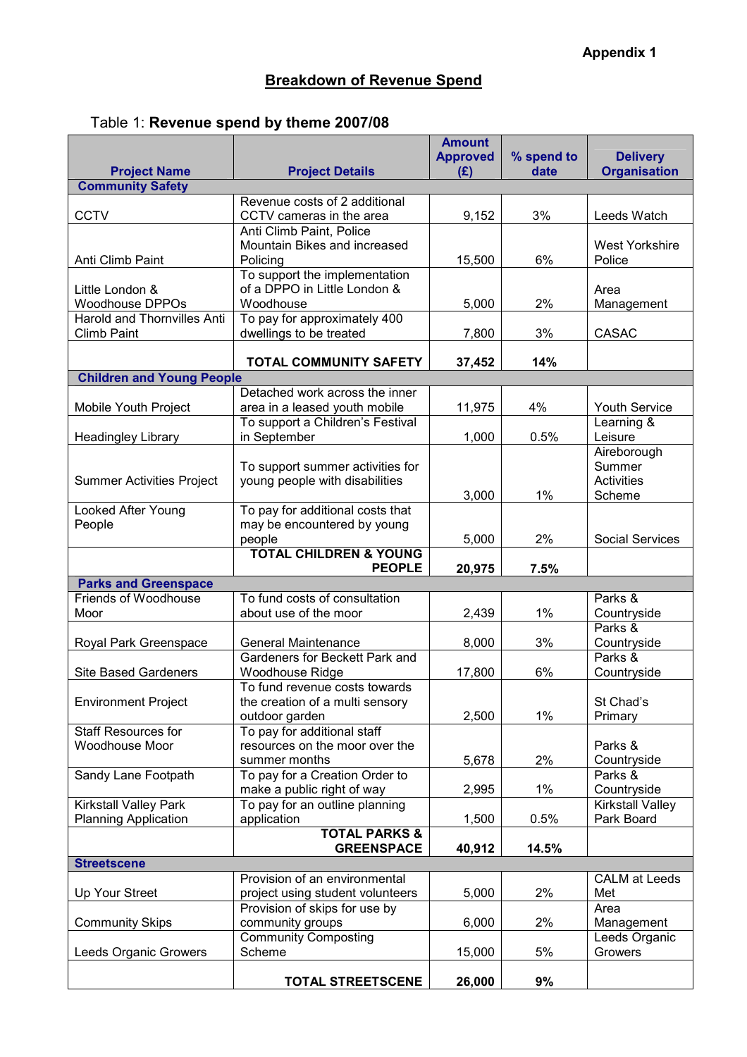**Appendix 1**

## Breakdown of Revenue Spend

Table 1: **Revenue spend by theme 2007/08**

| Project Name | Project Details | Amount Approved (£) | % spend to date | Delivery Organisation |
|---|---|---|---|---|
| **Community Safety** | | | | |
| CCTV | Revenue costs of 2 additional CCTV cameras in the area | 9,152 | 3% | Leeds Watch |
| Anti Climb Paint | Anti Climb Paint, Police Mountain Bikes and increased Policing | 15,500 | 6% | West Yorkshire Police |
| Little London & Woodhouse DPPOs | To support the implementation of a DPPO in Little London & Woodhouse | 5,000 | 2% | Area Management |
| Harold and Thornvilles Anti Climb Paint | To pay for approximately 400 dwellings to be treated | 7,800 | 3% | CASAC |
| | **TOTAL COMMUNITY SAFETY** | **37,452** | **14%** | |
| **Children and Young People** | | | | |
| Mobile Youth Project | Detached work across the inner area in a leased youth mobile | 11,975 | 4% | Youth Service |
| Headingley Library | To support a Children's Festival in September | 1,000 | 0.5% | Learning & Leisure |
| Summer Activities Project | To support summer activities for young people with disabilities | 3,000 | 1% | Aireborough Summer Activities Scheme |
| Looked After Young People | To pay for additional costs that may be encountered by young people | 5,000 | 2% | Social Services |
| | **TOTAL CHILDREN & YOUNG PEOPLE** | **20,975** | **7.5%** | |
| **Parks and Greenspace** | | | | |
| Friends of Woodhouse Moor | To fund costs of consultation about use of the moor | 2,439 | 1% | Parks & Countryside |
| Royal Park Greenspace | General Maintenance | 8,000 | 3% | Parks & Countryside |
| Site Based Gardeners | Gardeners for Beckett Park and Woodhouse Ridge | 17,800 | 6% | Parks & Countryside |
| Environment Project | To fund revenue costs towards the creation of a multi sensory outdoor garden | 2,500 | 1% | St Chad's Primary |
| Staff Resources for Woodhouse Moor | To pay for additional staff resources on the moor over the summer months | 5,678 | 2% | Parks & Countryside |
| Sandy Lane Footpath | To pay for a Creation Order to make a public right of way | 2,995 | 1% | Parks & Countryside |
| Kirkstall Valley Park Planning Application | To pay for an outline planning application | 1,500 | 0.5% | Kirkstall Valley Park Board |
| | **TOTAL PARKS & GREENSPACE** | **40,912** | **14.5%** | |
| **Streetscene** | | | | |
| Up Your Street | Provision of an environmental project using student volunteers | 5,000 | 2% | CALM at Leeds Met |
| Community Skips | Provision of skips for use by community groups | 6,000 | 2% | Area Management |
| Leeds Organic Growers | Community Composting Scheme | 15,000 | 5% | Leeds Organic Growers |
| | **TOTAL STREETSCENE** | **26,000** | **9%** | |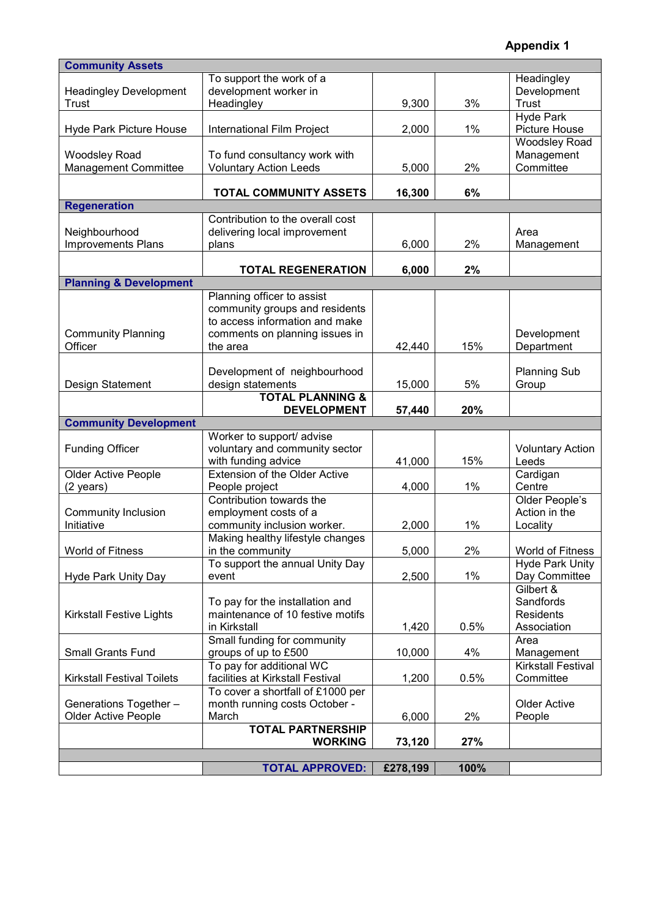**Appendix 1**

| | | | | |
|---|---|---|---|---|
| **Community Assets** | | | | |
| Headingley Development Trust | To support the work of a development worker in Headingley | 9,300 | 3% | Headingley Development Trust |
| Hyde Park Picture House | International Film Project | 2,000 | 1% | Hyde Park Picture House |
| Woodsley Road Management Committee | To fund consultancy work with Voluntary Action Leeds | 5,000 | 2% | Woodsley Road Management Committee |
| | **TOTAL COMMUNITY ASSETS** | **16,300** | **6%** | |
| **Regeneration** | | | | |
| Neighbourhood Improvements Plans | Contribution to the overall cost delivering local improvement plans | 6,000 | 2% | Area Management |
| | **TOTAL REGENERATION** | **6,000** | **2%** | |
| **Planning & Development** | | | | |
| Community Planning Officer | Planning officer to assist community groups and residents to access information and make comments on planning issues in the area | 42,440 | 15% | Development Department |
| Design Statement | Development of neighbourhood design statements | 15,000 | 5% | Planning Sub Group |
| | **TOTAL PLANNING & DEVELOPMENT** | **57,440** | **20%** | |
| **Community Development** | | | | |
| Funding Officer | Worker to support/ advise voluntary and community sector with funding advice | 41,000 | 15% | Voluntary Action Leeds |
| Older Active People (2 years) | Extension of the Older Active People project | 4,000 | 1% | Cardigan Centre |
| Community Inclusion Initiative | Contribution towards the employment costs of a community inclusion worker. | 2,000 | 1% | Older People's Action in the Locality |
| World of Fitness | Making healthy lifestyle changes in the community | 5,000 | 2% | World of Fitness |
| Hyde Park Unity Day | To support the annual Unity Day event | 2,500 | 1% | Hyde Park Unity Day Committee |
| Kirkstall Festive Lights | To pay for the installation and maintenance of 10 festive motifs in Kirkstall | 1,420 | 0.5% | Gilbert & Sandfords Residents Association |
| Small Grants Fund | Small funding for community groups of up to £500 | 10,000 | 4% | Area Management |
| Kirkstall Festival Toilets | To pay for additional WC facilities at Kirkstall Festival | 1,200 | 0.5% | Kirkstall Festival Committee |
| Generations Together – Older Active People | To cover a shortfall of £1000 per month running costs October - March | 6,000 | 2% | Older Active People |
| | **TOTAL PARTNERSHIP WORKING** | **73,120** | **27%** | |
| | | | | |
| | **TOTAL APPROVED:** | **£278,199** | **100%** | |